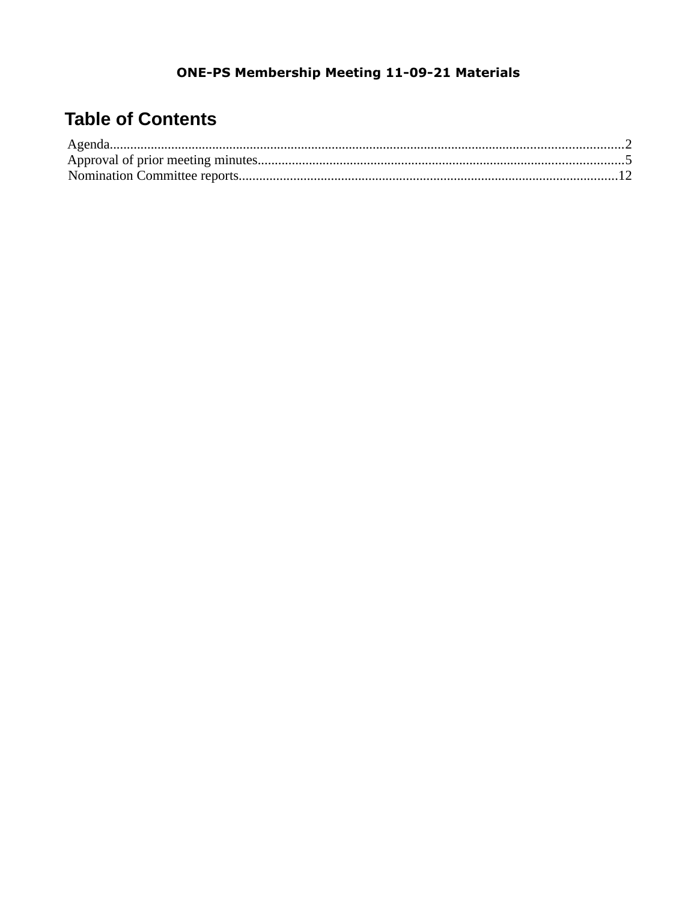**ONE-PS Membership Meeting 11-09-21 Materials**

# Table of Contents

Agenda....................................................................................................................................................2
Approval of prior meeting minutes..........................................................................................................5
Nomination Committee reports..............................................................................................................12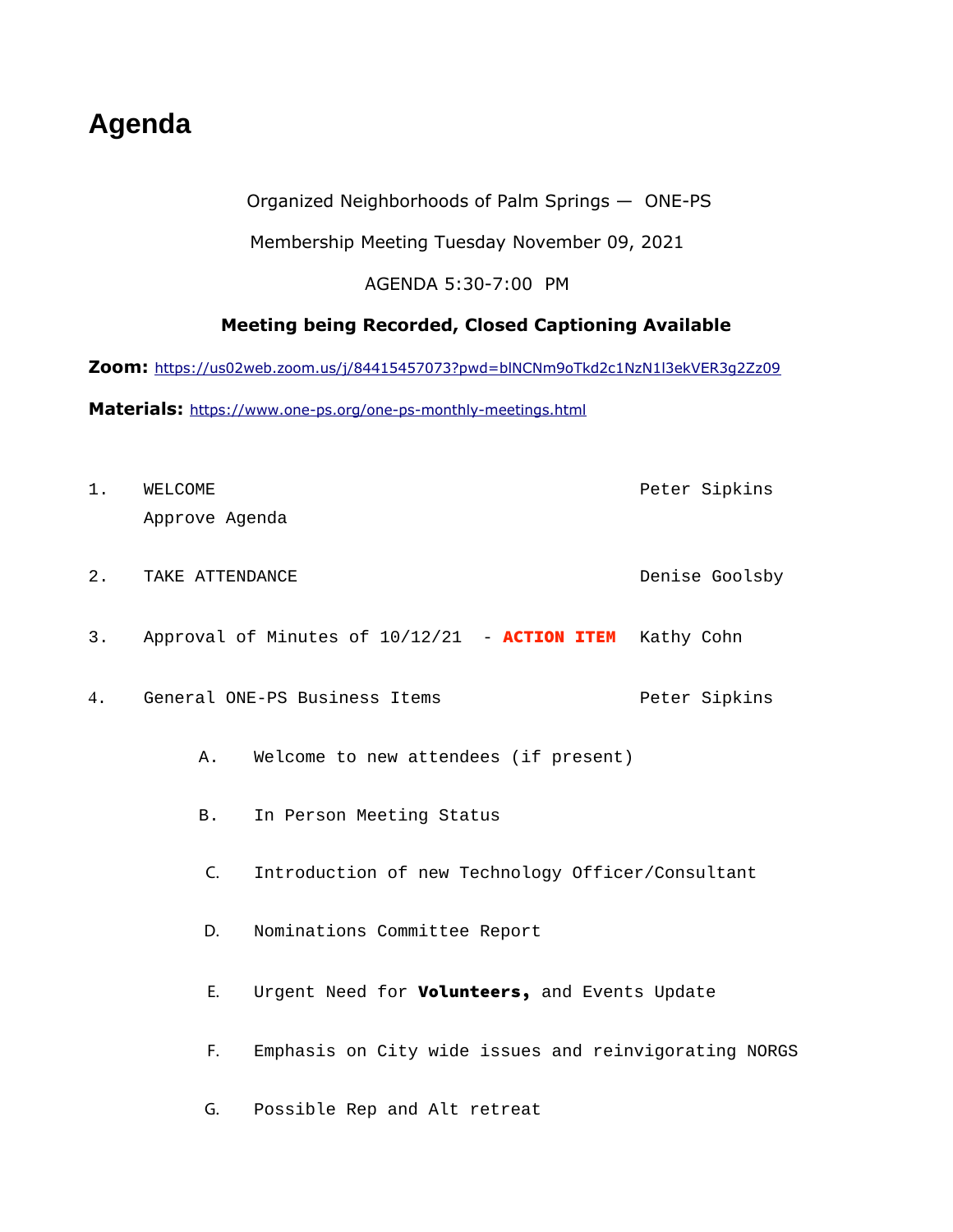# Agenda

Organized Neighborhoods of Palm Springs — ONE-PS

Membership Meeting Tuesday November 09, 2021

AGENDA 5:30-7:00 PM

**Meeting being Recorded, Closed Captioning Available**

**Zoom:** https://us02web.zoom.us/j/84415457073?pwd=blNCNm9oTkd2c1NzN1l3ekVER3g2Zz09

**Materials:** https://www.one-ps.org/one-ps-monthly-meetings.html

1. WELCOME — Peter Sipkins
   Approve Agenda

2. TAKE ATTENDANCE — Denise Goolsby

3. Approval of Minutes of 10/12/21 - **ACTION ITEM** — Kathy Cohn

4. General ONE-PS Business Items — Peter Sipkins

   A. Welcome to new attendees (if present)

   B. In Person Meeting Status

   C. Introduction of new Technology Officer/Consultant

   D. Nominations Committee Report

   E. Urgent Need for **Volunteers,** and Events Update

   F. Emphasis on City wide issues and reinvigorating NORGS

   G. Possible Rep and Alt retreat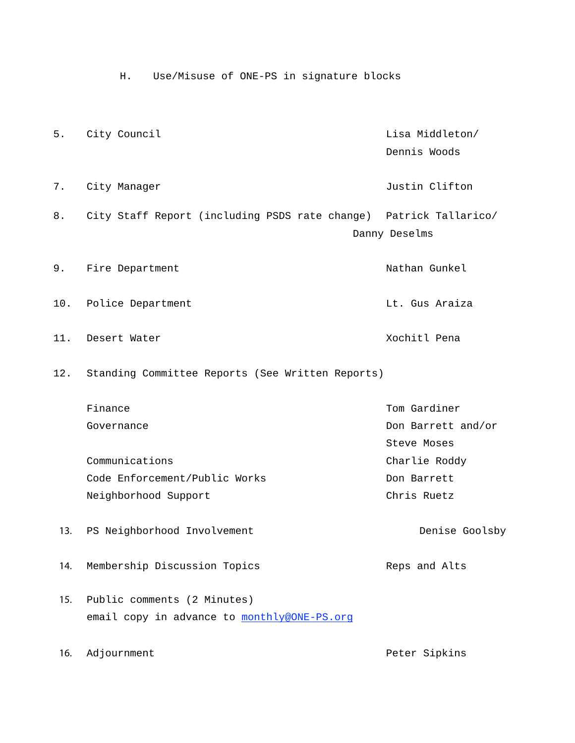H. Use/Misuse of ONE-PS in signature blocks

| | | |
|---|---|---|
| 5. | City Council | Lisa Middleton/ Dennis Woods |
| 7. | City Manager | Justin Clifton |
| 8. | City Staff Report (including PSDS rate change) | Patrick Tallarico/ Danny Deselms |
| 9. | Fire Department | Nathan Gunkel |
| 10. | Police Department | Lt. Gus Araiza |
| 11. | Desert Water | Xochitl Pena |
| 12. | Standing Committee Reports (See Written Reports) | |
| | Finance | Tom Gardiner |
| | Governance | Don Barrett and/or Steve Moses |
| | Communications | Charlie Roddy |
| | Code Enforcement/Public Works | Don Barrett |
| | Neighborhood Support | Chris Ruetz |
| 13. | PS Neighborhood Involvement | Denise Goolsby |
| 14. | Membership Discussion Topics | Reps and Alts |
| 15. | Public comments (2 Minutes) email copy in advance to monthly@ONE-PS.org | |
| 16. | Adjournment | Peter Sipkins |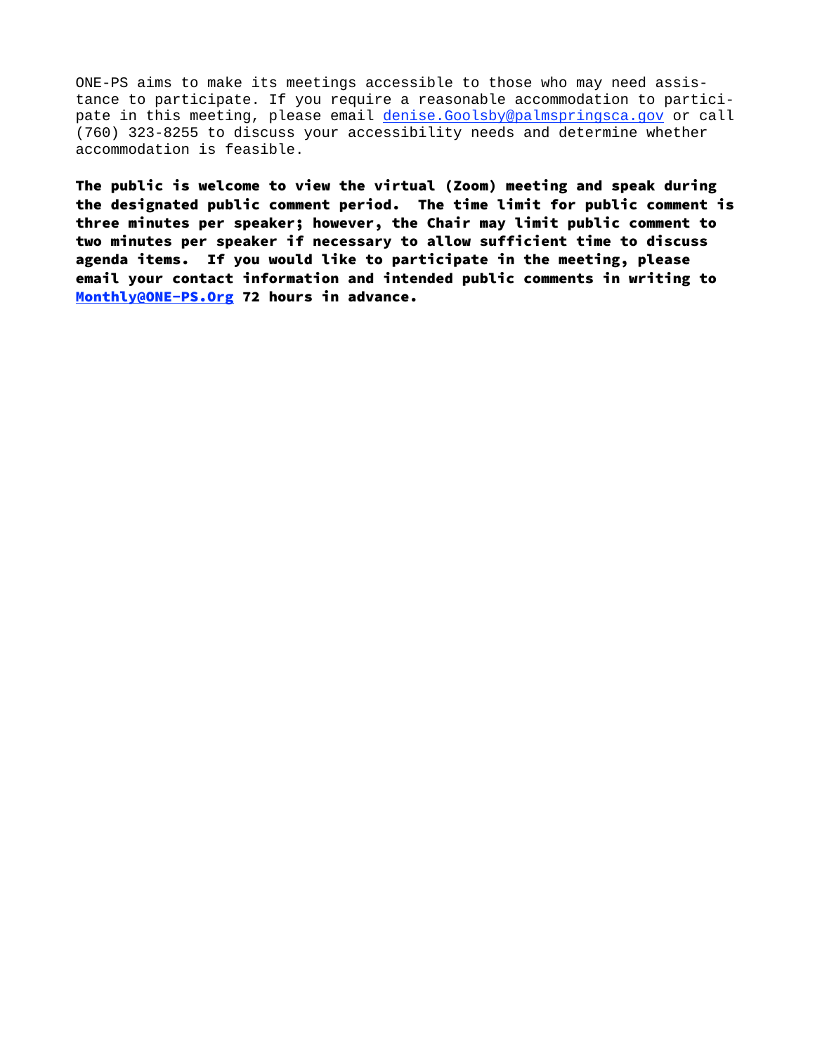ONE-PS aims to make its meetings accessible to those who may need assistance to participate. If you require a reasonable accommodation to participate in this meeting, please email denise.Goolsby@palmspringsca.gov or call (760) 323-8255 to discuss your accessibility needs and determine whether accommodation is feasible.

**The public is welcome to view the virtual (Zoom) meeting and speak during the designated public comment period. The time limit for public comment is three minutes per speaker; however, the Chair may limit public comment to two minutes per speaker if necessary to allow sufficient time to discuss agenda items. If you would like to participate in the meeting, please email your contact information and intended public comments in writing to Monthly@ONE-PS.Org 72 hours in advance.**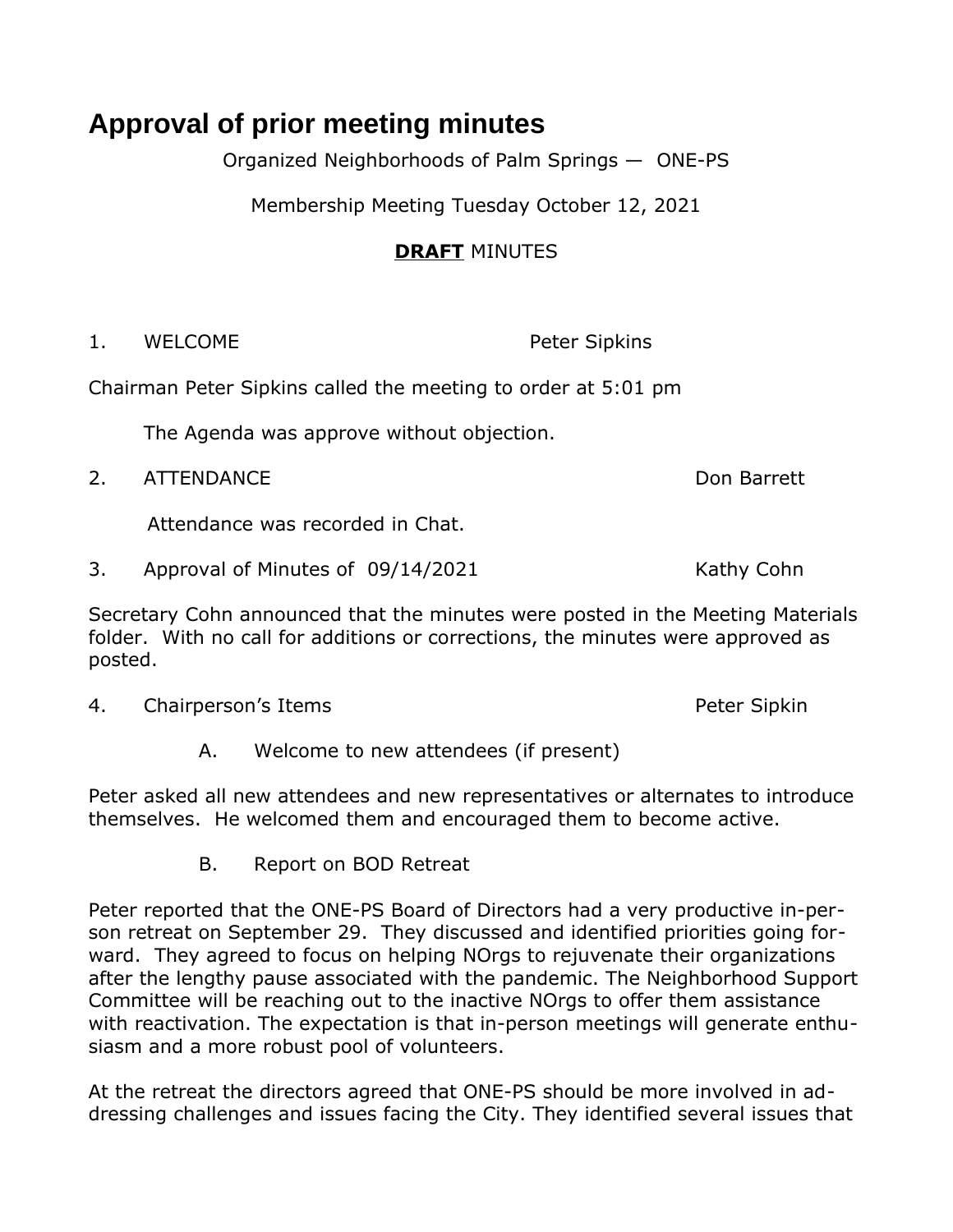# Approval of prior meeting minutes

Organized Neighborhoods of Palm Springs — ONE-PS

Membership Meeting Tuesday October 12, 2021

**DRAFT** MINUTES

1. WELCOME Peter Sipkins

Chairman Peter Sipkins called the meeting to order at 5:01 pm

The Agenda was approve without objection.

2. ATTENDANCE Don Barrett

Attendance was recorded in Chat.

3. Approval of Minutes of 09/14/2021 Kathy Cohn

Secretary Cohn announced that the minutes were posted in the Meeting Materials folder. With no call for additions or corrections, the minutes were approved as posted.

4. Chairperson's Items Peter Sipkin

A. Welcome to new attendees (if present)

Peter asked all new attendees and new representatives or alternates to introduce themselves. He welcomed them and encouraged them to become active.

B. Report on BOD Retreat

Peter reported that the ONE-PS Board of Directors had a very productive in-person retreat on September 29. They discussed and identified priorities going forward. They agreed to focus on helping NOrgs to rejuvenate their organizations after the lengthy pause associated with the pandemic. The Neighborhood Support Committee will be reaching out to the inactive NOrgs to offer them assistance with reactivation. The expectation is that in-person meetings will generate enthusiasm and a more robust pool of volunteers.

At the retreat the directors agreed that ONE-PS should be more involved in addressing challenges and issues facing the City. They identified several issues that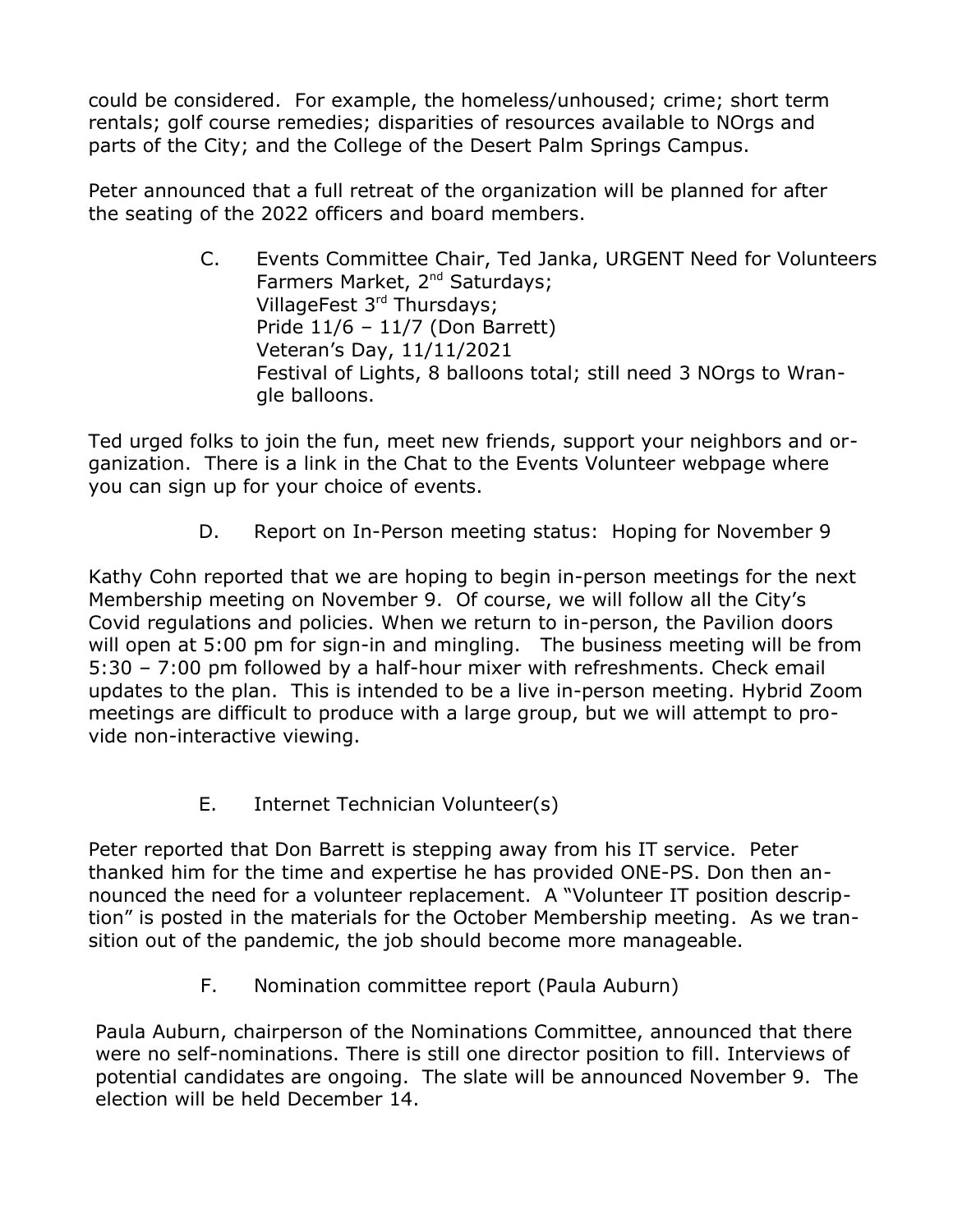could be considered. For example, the homeless/unhoused; crime; short term rentals; golf course remedies; disparities of resources available to NOrgs and parts of the City; and the College of the Desert Palm Springs Campus.

Peter announced that a full retreat of the organization will be planned for after the seating of the 2022 officers and board members.

C. Events Committee Chair, Ted Janka, URGENT Need for Volunteers
   Farmers Market, 2nd Saturdays;
   VillageFest 3rd Thursdays;
   Pride 11/6 – 11/7 (Don Barrett)
   Veteran's Day, 11/11/2021
   Festival of Lights, 8 balloons total; still need 3 NOrgs to Wrangle balloons.

Ted urged folks to join the fun, meet new friends, support your neighbors and organization. There is a link in the Chat to the Events Volunteer webpage where you can sign up for your choice of events.

D. Report on In-Person meeting status: Hoping for November 9

Kathy Cohn reported that we are hoping to begin in-person meetings for the next Membership meeting on November 9. Of course, we will follow all the City's Covid regulations and policies. When we return to in-person, the Pavilion doors will open at 5:00 pm for sign-in and mingling. The business meeting will be from 5:30 – 7:00 pm followed by a half-hour mixer with refreshments. Check email updates to the plan. This is intended to be a live in-person meeting. Hybrid Zoom meetings are difficult to produce with a large group, but we will attempt to provide non-interactive viewing.

E. Internet Technician Volunteer(s)

Peter reported that Don Barrett is stepping away from his IT service. Peter thanked him for the time and expertise he has provided ONE-PS. Don then announced the need for a volunteer replacement. A "Volunteer IT position description" is posted in the materials for the October Membership meeting. As we transition out of the pandemic, the job should become more manageable.

F. Nomination committee report (Paula Auburn)

Paula Auburn, chairperson of the Nominations Committee, announced that there were no self-nominations. There is still one director position to fill. Interviews of potential candidates are ongoing. The slate will be announced November 9. The election will be held December 14.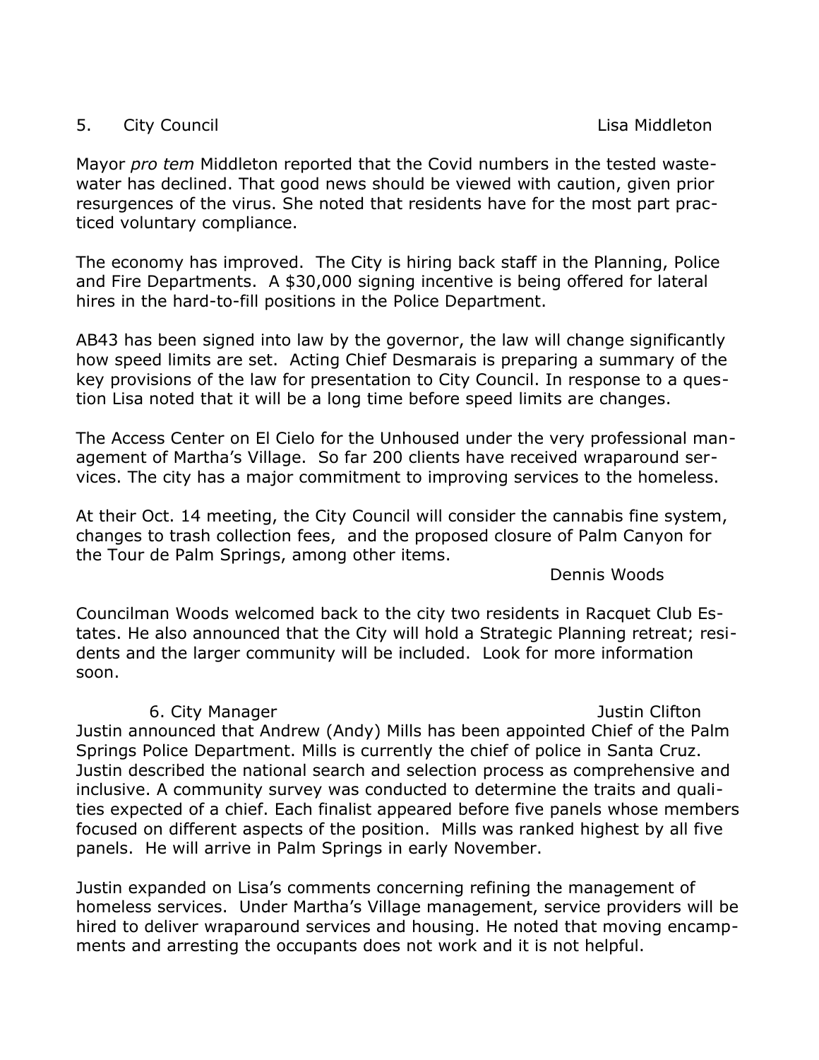5. City Council Lisa Middleton

Mayor *pro tem* Middleton reported that the Covid numbers in the tested wastewater has declined. That good news should be viewed with caution, given prior resurgences of the virus. She noted that residents have for the most part practiced voluntary compliance.

The economy has improved. The City is hiring back staff in the Planning, Police and Fire Departments. A $30,000 signing incentive is being offered for lateral hires in the hard-to-fill positions in the Police Department.

AB43 has been signed into law by the governor, the law will change significantly how speed limits are set. Acting Chief Desmarais is preparing a summary of the key provisions of the law for presentation to City Council. In response to a question Lisa noted that it will be a long time before speed limits are changes.

The Access Center on El Cielo for the Unhoused under the very professional management of Martha's Village. So far 200 clients have received wraparound services. The city has a major commitment to improving services to the homeless.

At their Oct. 14 meeting, the City Council will consider the cannabis fine system, changes to trash collection fees, and the proposed closure of Palm Canyon for the Tour de Palm Springs, among other items.

Dennis Woods

Councilman Woods welcomed back to the city two residents in Racquet Club Estates. He also announced that the City will hold a Strategic Planning retreat; residents and the larger community will be included. Look for more information soon.

6. City Manager Justin Clifton

Justin announced that Andrew (Andy) Mills has been appointed Chief of the Palm Springs Police Department. Mills is currently the chief of police in Santa Cruz. Justin described the national search and selection process as comprehensive and inclusive. A community survey was conducted to determine the traits and qualities expected of a chief. Each finalist appeared before five panels whose members focused on different aspects of the position. Mills was ranked highest by all five panels. He will arrive in Palm Springs in early November.

Justin expanded on Lisa's comments concerning refining the management of homeless services. Under Martha's Village management, service providers will be hired to deliver wraparound services and housing. He noted that moving encampments and arresting the occupants does not work and it is not helpful.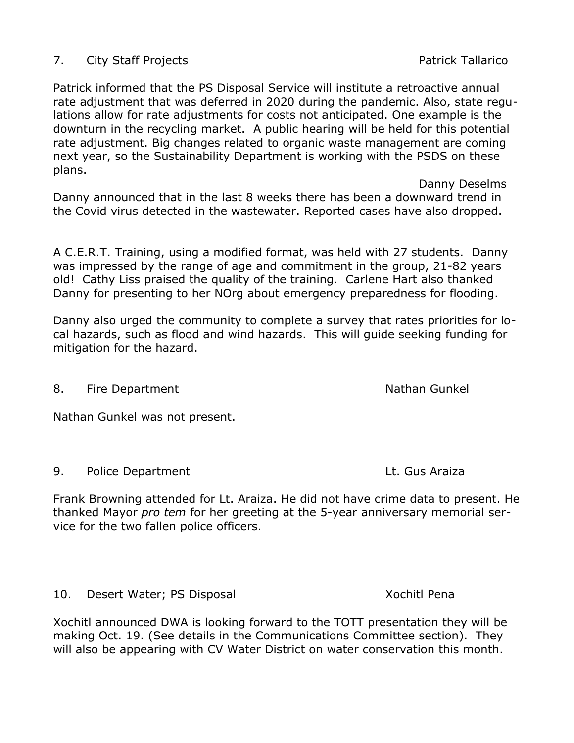7. City Staff Projects Patrick Tallarico

Patrick informed that the PS Disposal Service will institute a retroactive annual rate adjustment that was deferred in 2020 during the pandemic. Also, state regulations allow for rate adjustments for costs not anticipated. One example is the downturn in the recycling market. A public hearing will be held for this potential rate adjustment. Big changes related to organic waste management are coming next year, so the Sustainability Department is working with the PSDS on these plans.

Danny Deselms

Danny announced that in the last 8 weeks there has been a downward trend in the Covid virus detected in the wastewater. Reported cases have also dropped.

A C.E.R.T. Training, using a modified format, was held with 27 students. Danny was impressed by the range of age and commitment in the group, 21-82 years old! Cathy Liss praised the quality of the training. Carlene Hart also thanked Danny for presenting to her NOrg about emergency preparedness for flooding.

Danny also urged the community to complete a survey that rates priorities for local hazards, such as flood and wind hazards. This will guide seeking funding for mitigation for the hazard.

8. Fire Department Nathan Gunkel

Nathan Gunkel was not present.

9. Police Department Lt. Gus Araiza

Frank Browning attended for Lt. Araiza. He did not have crime data to present. He thanked Mayor *pro tem* for her greeting at the 5-year anniversary memorial service for the two fallen police officers.

10. Desert Water; PS Disposal Xochitl Pena

Xochitl announced DWA is looking forward to the TOTT presentation they will be making Oct. 19. (See details in the Communications Committee section). They will also be appearing with CV Water District on water conservation this month.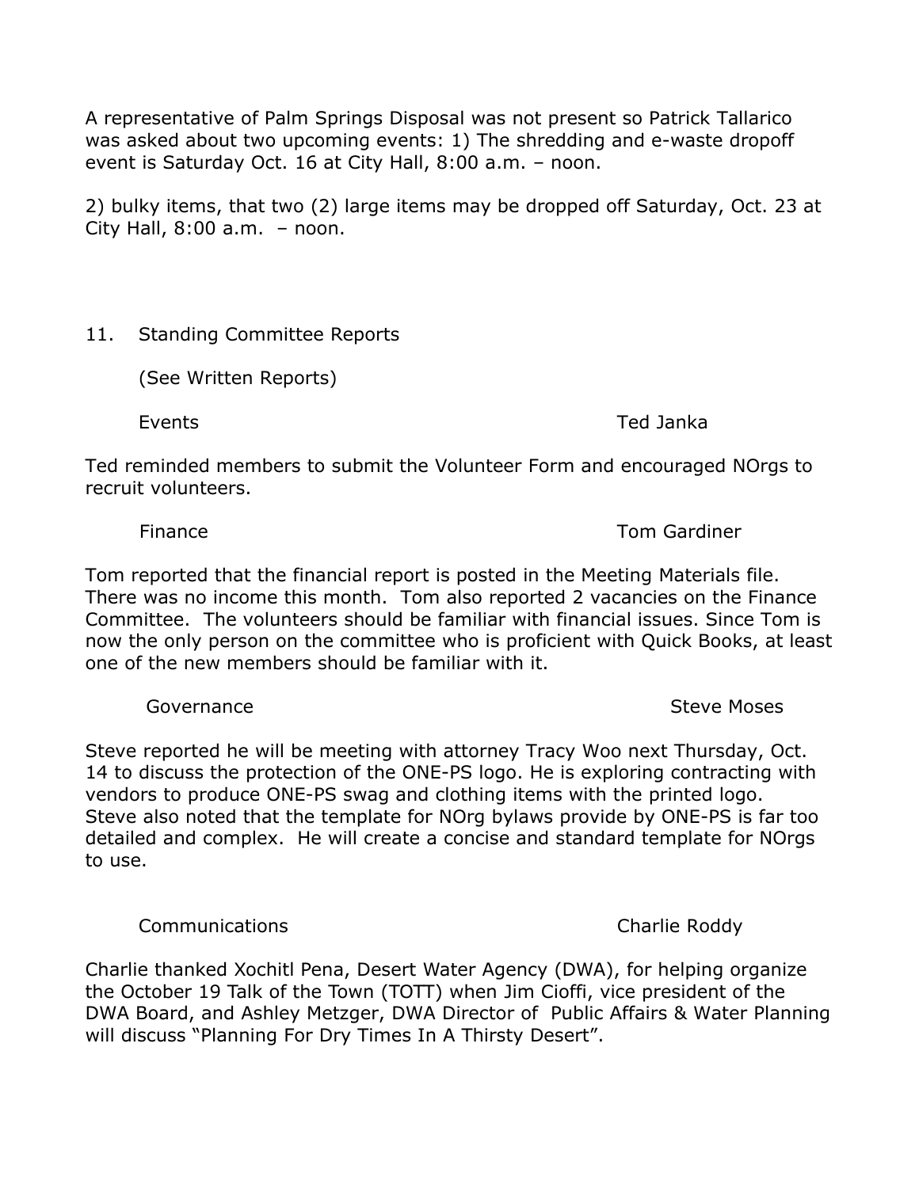A representative of Palm Springs Disposal was not present so Patrick Tallarico was asked about two upcoming events: 1) The shredding and e-waste dropoff event is Saturday Oct. 16 at City Hall, 8:00 a.m. – noon.

2) bulky items, that two (2) large items may be dropped off Saturday, Oct. 23 at City Hall, 8:00 a.m. – noon.

11. Standing Committee Reports

(See Written Reports)

Events — Ted Janka

Ted reminded members to submit the Volunteer Form and encouraged NOrgs to recruit volunteers.

Finance — Tom Gardiner

Tom reported that the financial report is posted in the Meeting Materials file. There was no income this month. Tom also reported 2 vacancies on the Finance Committee. The volunteers should be familiar with financial issues. Since Tom is now the only person on the committee who is proficient with Quick Books, at least one of the new members should be familiar with it.

Governance — Steve Moses

Steve reported he will be meeting with attorney Tracy Woo next Thursday, Oct. 14 to discuss the protection of the ONE-PS logo. He is exploring contracting with vendors to produce ONE-PS swag and clothing items with the printed logo. Steve also noted that the template for NOrg bylaws provide by ONE-PS is far too detailed and complex. He will create a concise and standard template for NOrgs to use.

Communications — Charlie Roddy

Charlie thanked Xochitl Pena, Desert Water Agency (DWA), for helping organize the October 19 Talk of the Town (TOTT) when Jim Cioffi, vice president of the DWA Board, and Ashley Metzger, DWA Director of Public Affairs & Water Planning will discuss "Planning For Dry Times In A Thirsty Desert".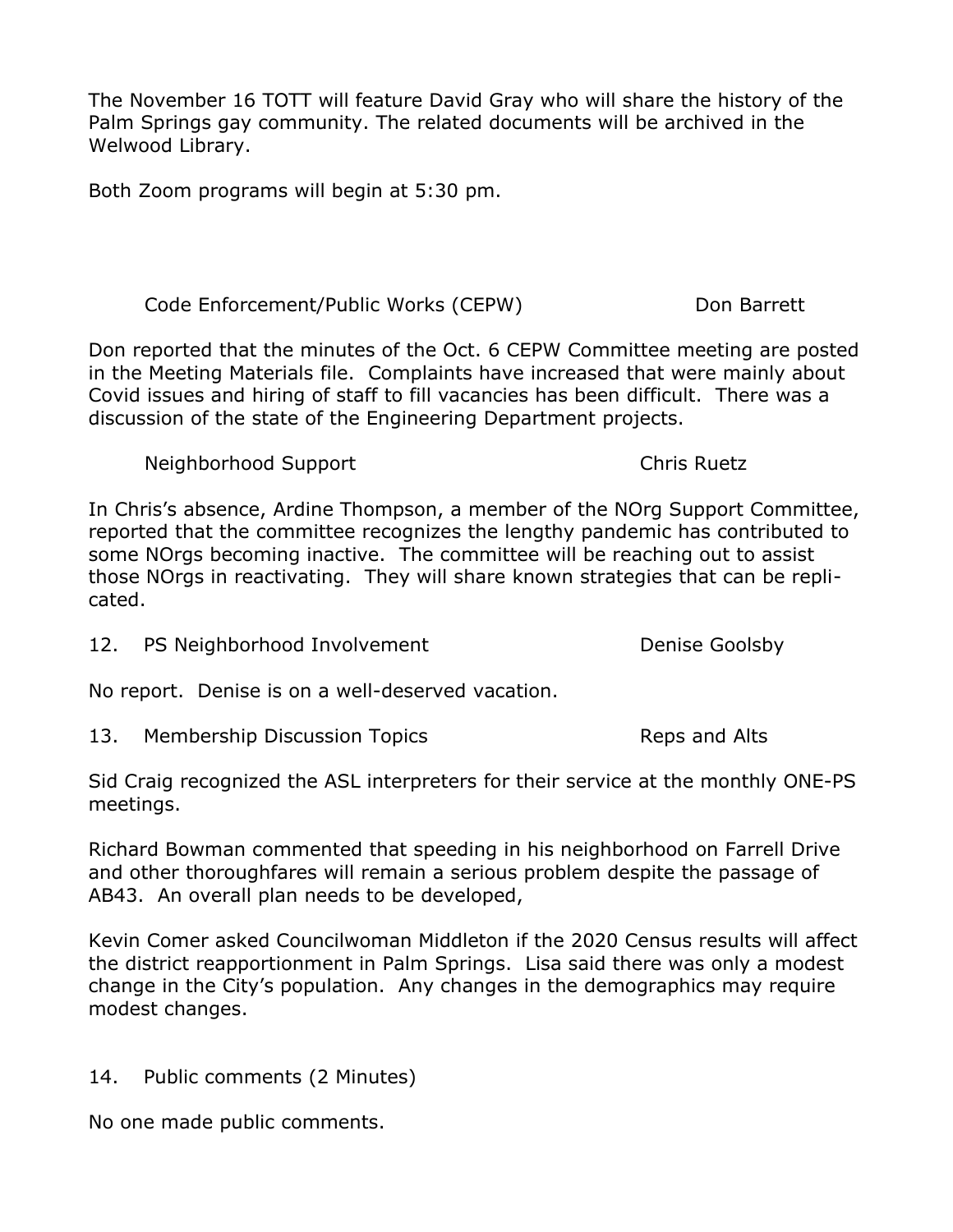The November 16 TOTT will feature David Gray who will share the history of the Palm Springs gay community. The related documents will be archived in the Welwood Library.

Both Zoom programs will begin at 5:30 pm.

Code Enforcement/Public Works (CEPW) — Don Barrett

Don reported that the minutes of the Oct. 6 CEPW Committee meeting are posted in the Meeting Materials file. Complaints have increased that were mainly about Covid issues and hiring of staff to fill vacancies has been difficult. There was a discussion of the state of the Engineering Department projects.

Neighborhood Support — Chris Ruetz

In Chris's absence, Ardine Thompson, a member of the NOrg Support Committee, reported that the committee recognizes the lengthy pandemic has contributed to some NOrgs becoming inactive. The committee will be reaching out to assist those NOrgs in reactivating. They will share known strategies that can be replicated.

12. PS Neighborhood Involvement — Denise Goolsby

No report. Denise is on a well-deserved vacation.

13. Membership Discussion Topics — Reps and Alts

Sid Craig recognized the ASL interpreters for their service at the monthly ONE-PS meetings.

Richard Bowman commented that speeding in his neighborhood on Farrell Drive and other thoroughfares will remain a serious problem despite the passage of AB43. An overall plan needs to be developed,

Kevin Comer asked Councilwoman Middleton if the 2020 Census results will affect the district reapportionment in Palm Springs. Lisa said there was only a modest change in the City's population. Any changes in the demographics may require modest changes.

14. Public comments (2 Minutes)

No one made public comments.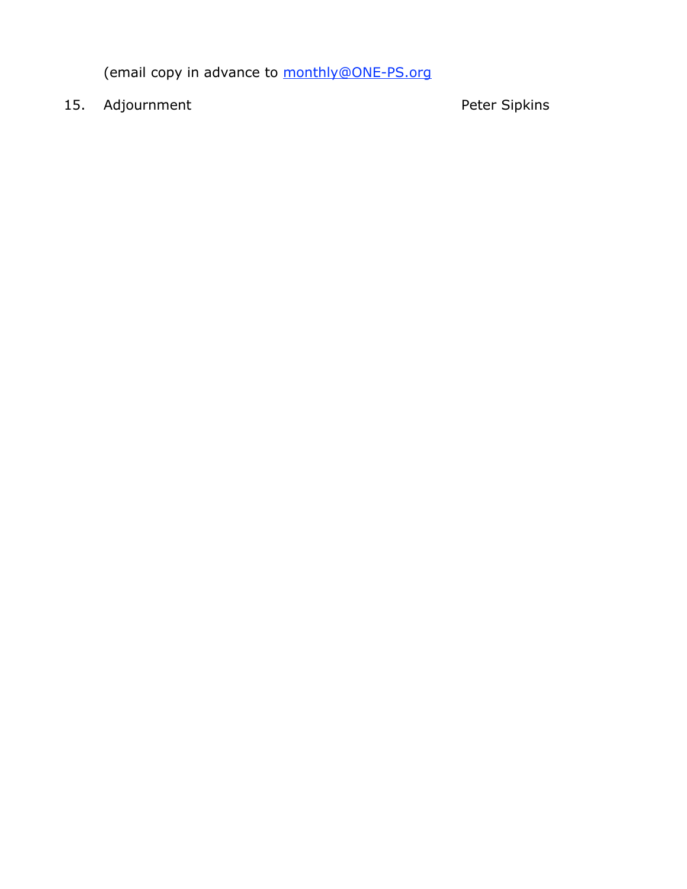(email copy in advance to monthly@ONE-PS.org

15. Adjournment Peter Sipkins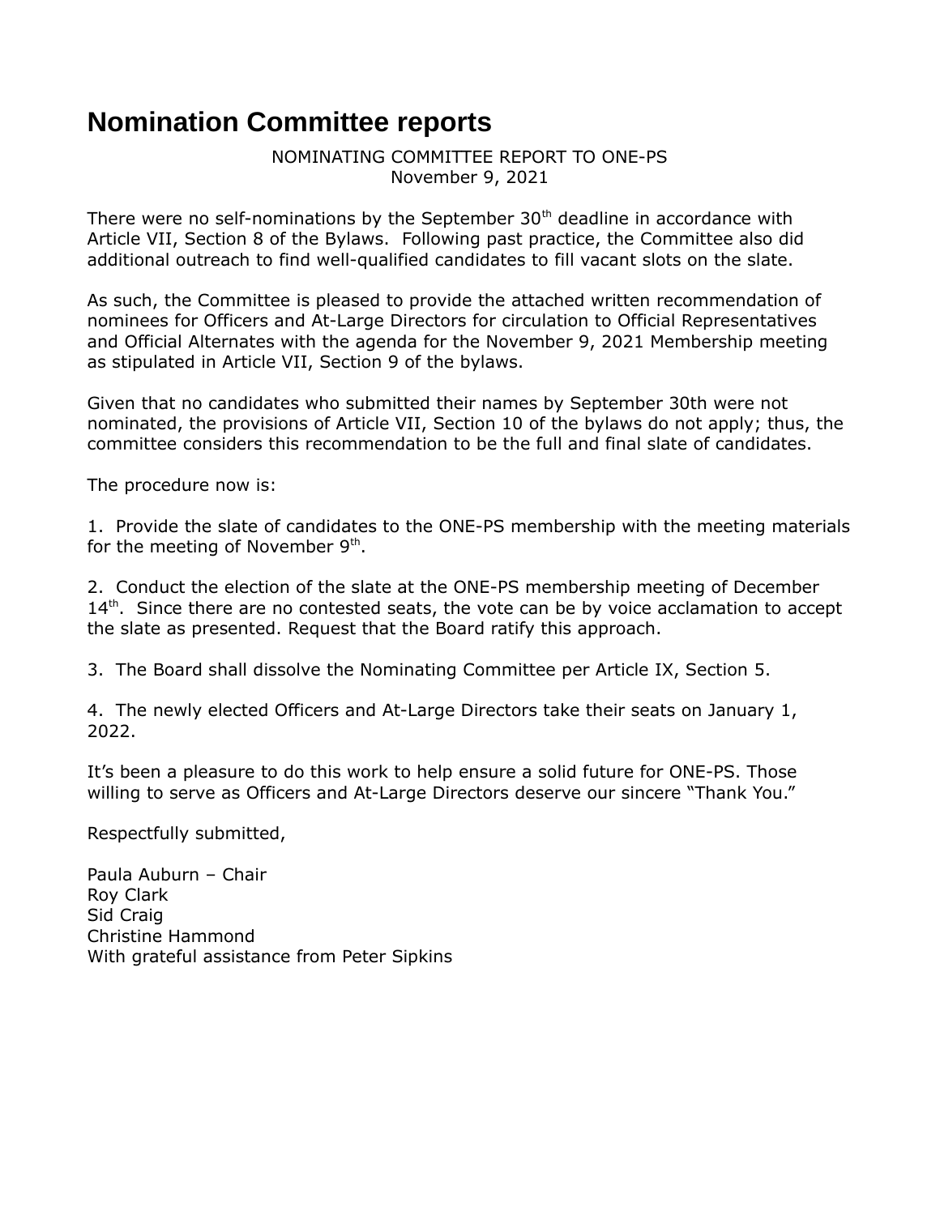# Nomination Committee reports

NOMINATING COMMITTEE REPORT TO ONE-PS
November 9, 2021

There were no self-nominations by the September 30th deadline in accordance with Article VII, Section 8 of the Bylaws. Following past practice, the Committee also did additional outreach to find well-qualified candidates to fill vacant slots on the slate.

As such, the Committee is pleased to provide the attached written recommendation of nominees for Officers and At-Large Directors for circulation to Official Representatives and Official Alternates with the agenda for the November 9, 2021 Membership meeting as stipulated in Article VII, Section 9 of the bylaws.

Given that no candidates who submitted their names by September 30th were not nominated, the provisions of Article VII, Section 10 of the bylaws do not apply; thus, the committee considers this recommendation to be the full and final slate of candidates.

The procedure now is:

1. Provide the slate of candidates to the ONE-PS membership with the meeting materials for the meeting of November 9th.

2. Conduct the election of the slate at the ONE-PS membership meeting of December 14th. Since there are no contested seats, the vote can be by voice acclamation to accept the slate as presented. Request that the Board ratify this approach.

3. The Board shall dissolve the Nominating Committee per Article IX, Section 5.

4. The newly elected Officers and At-Large Directors take their seats on January 1, 2022.

It's been a pleasure to do this work to help ensure a solid future for ONE-PS. Those willing to serve as Officers and At-Large Directors deserve our sincere "Thank You."

Respectfully submitted,

Paula Auburn – Chair
Roy Clark
Sid Craig
Christine Hammond
With grateful assistance from Peter Sipkins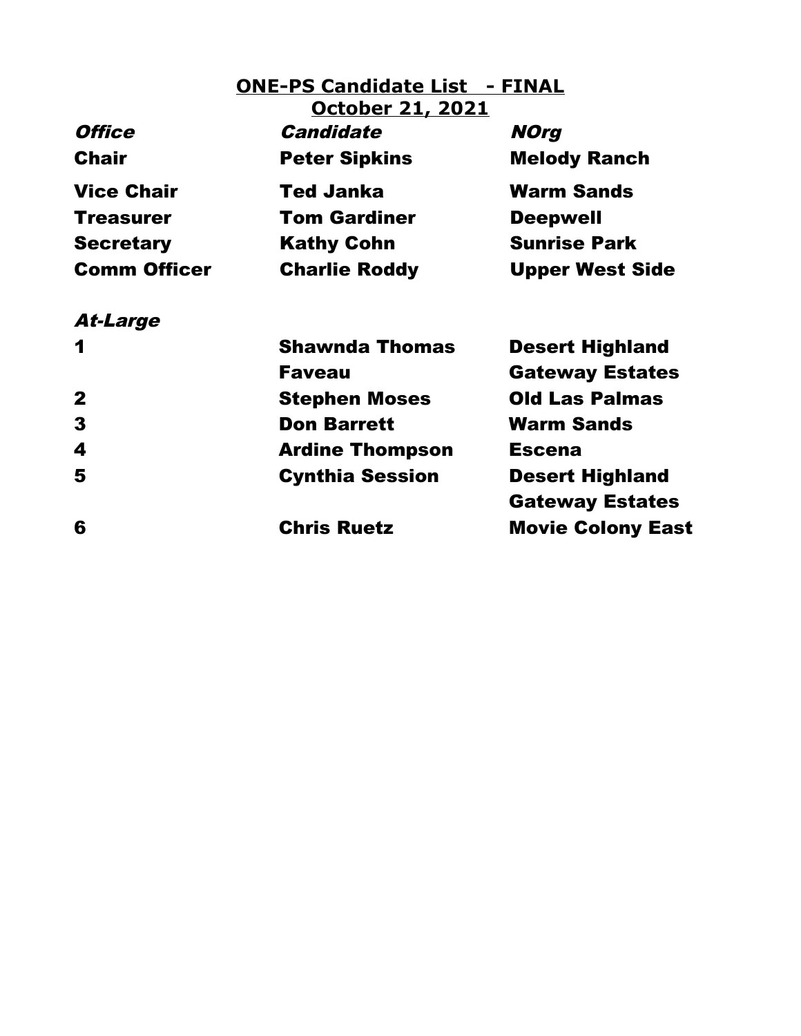## ONE-PS Candidate List - FINAL
## October 21, 2021

| *Office* | *Candidate* | *NOrg* |
|---|---|---|
| **Chair** | **Peter Sipkins** | **Melody Ranch** |
| **Vice Chair** | **Ted Janka** | **Warm Sands** |
| **Treasurer** | **Tom Gardiner** | **Deepwell** |
| **Secretary** | **Kathy Cohn** | **Sunrise Park** |
| **Comm Officer** | **Charlie Roddy** | **Upper West Side** |
| *At-Large* | | |
| **1** | **Shawnda Thomas Faveau** | **Desert Highland Gateway Estates** |
| **2** | **Stephen Moses** | **Old Las Palmas** |
| **3** | **Don Barrett** | **Warm Sands** |
| **4** | **Ardine Thompson** | **Escena** |
| **5** | **Cynthia Session** | **Desert Highland Gateway Estates** |
| **6** | **Chris Ruetz** | **Movie Colony East** |